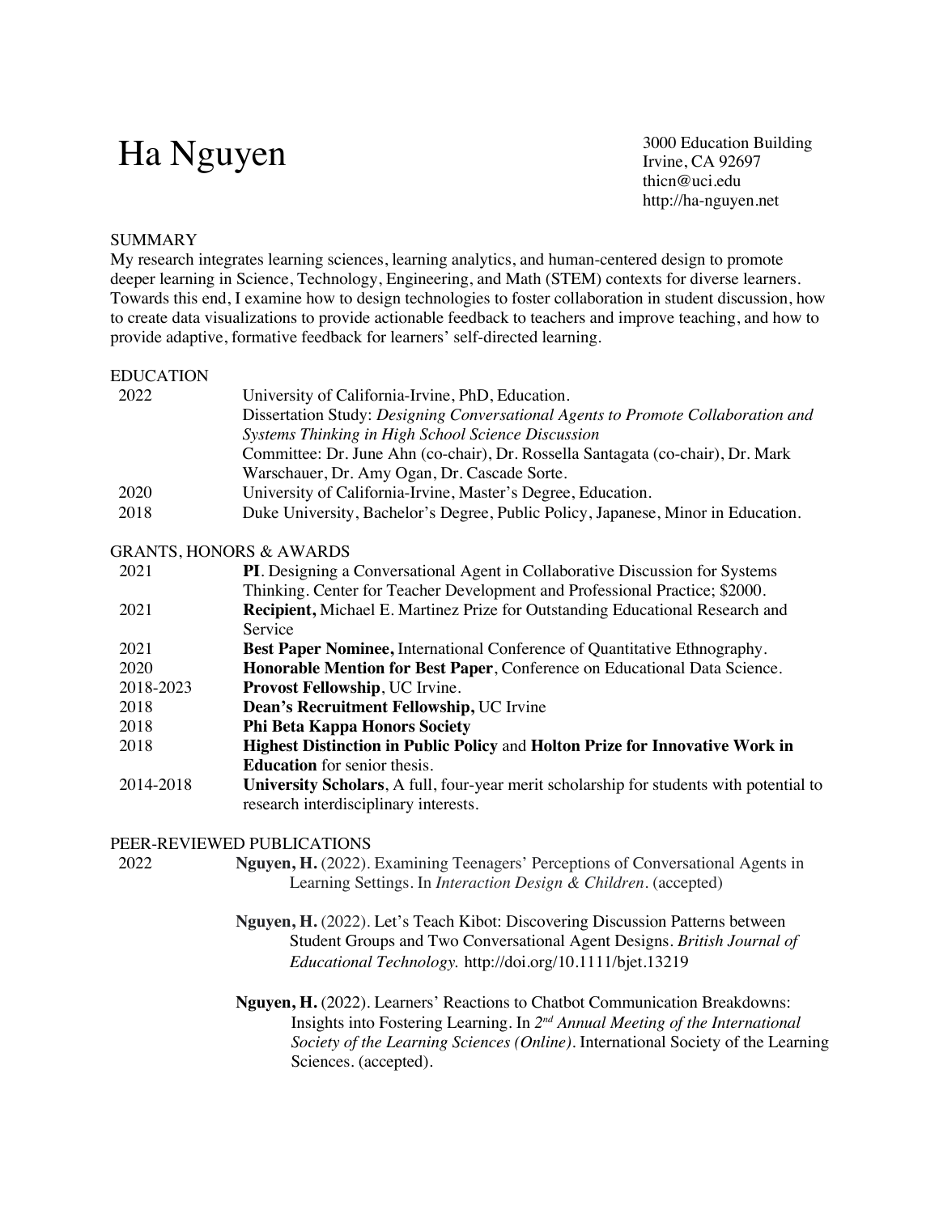# Ha Nguyen

3000 Education Building
Irvine, CA 92697
thicn@uci.edu
http://ha-nguyen.net

## SUMMARY

My research integrates learning sciences, learning analytics, and human-centered design to promote deeper learning in Science, Technology, Engineering, and Math (STEM) contexts for diverse learners. Towards this end, I examine how to design technologies to foster collaboration in student discussion, how to create data visualizations to provide actionable feedback to teachers and improve teaching, and how to provide adaptive, formative feedback for learners' self-directed learning.

## EDUCATION

| | |
|---|---|
| 2022 | University of California-Irvine, PhD, Education. Dissertation Study: *Designing Conversational Agents to Promote Collaboration and Systems Thinking in High School Science Discussion* Committee: Dr. June Ahn (co-chair), Dr. Rossella Santagata (co-chair), Dr. Mark Warschauer, Dr. Amy Ogan, Dr. Cascade Sorte. |
| 2020 | University of California-Irvine, Master's Degree, Education. |
| 2018 | Duke University, Bachelor's Degree, Public Policy, Japanese, Minor in Education. |

## GRANTS, HONORS & AWARDS

| | |
|---|---|
| 2021 | **PI**. Designing a Conversational Agent in Collaborative Discussion for Systems Thinking. Center for Teacher Development and Professional Practice; $2000. |
| 2021 | **Recipient,** Michael E. Martinez Prize for Outstanding Educational Research and Service |
| 2021 | **Best Paper Nominee,** International Conference of Quantitative Ethnography. |
| 2020 | **Honorable Mention for Best Paper**, Conference on Educational Data Science. |
| 2018-2023 | **Provost Fellowship**, UC Irvine. |
| 2018 | **Dean's Recruitment Fellowship,** UC Irvine |
| 2018 | **Phi Beta Kappa Honors Society** |
| 2018 | **Highest Distinction in Public Policy** and **Holton Prize for Innovative Work in Education** for senior thesis. |
| 2014-2018 | **University Scholars**, A full, four-year merit scholarship for students with potential to research interdisciplinary interests. |

## PEER-REVIEWED PUBLICATIONS

2022

**Nguyen, H.** (2022). Examining Teenagers' Perceptions of Conversational Agents in Learning Settings. In *Interaction Design & Children*. (accepted)

**Nguyen, H.** (2022). Let's Teach Kibot: Discovering Discussion Patterns between Student Groups and Two Conversational Agent Designs. *British Journal of Educational Technology.* http://doi.org/10.1111/bjet.13219

**Nguyen, H.** (2022). Learners' Reactions to Chatbot Communication Breakdowns: Insights into Fostering Learning. In *2nd Annual Meeting of the International Society of the Learning Sciences (Online)*. International Society of the Learning Sciences. (accepted).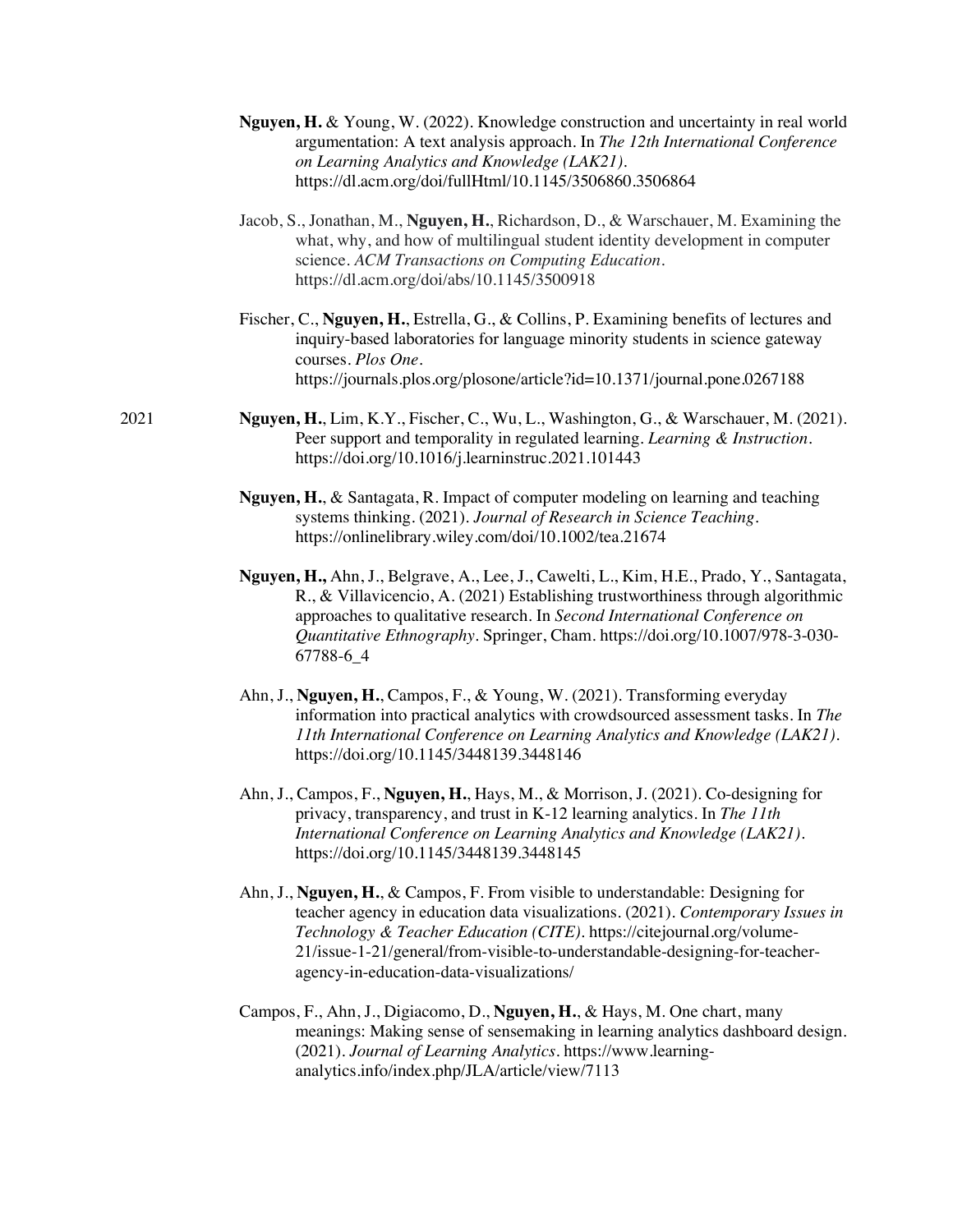**Nguyen, H.** & Young, W. (2022). Knowledge construction and uncertainty in real world argumentation: A text analysis approach. In *The 12th International Conference on Learning Analytics and Knowledge (LAK21)*. https://dl.acm.org/doi/fullHtml/10.1145/3506860.3506864

Jacob, S., Jonathan, M., **Nguyen, H.**, Richardson, D., & Warschauer, M. Examining the what, why, and how of multilingual student identity development in computer science. *ACM Transactions on Computing Education*. https://dl.acm.org/doi/abs/10.1145/3500918

Fischer, C., **Nguyen, H.**, Estrella, G., & Collins, P. Examining benefits of lectures and inquiry-based laboratories for language minority students in science gateway courses. *Plos One*. https://journals.plos.org/plosone/article?id=10.1371/journal.pone.0267188

2021

**Nguyen, H.**, Lim, K.Y., Fischer, C., Wu, L., Washington, G., & Warschauer, M. (2021). Peer support and temporality in regulated learning. *Learning & Instruction*. https://doi.org/10.1016/j.learninstruc.2021.101443

**Nguyen, H.**, & Santagata, R. Impact of computer modeling on learning and teaching systems thinking. (2021). *Journal of Research in Science Teaching*. https://onlinelibrary.wiley.com/doi/10.1002/tea.21674

**Nguyen, H.,** Ahn, J., Belgrave, A., Lee, J., Cawelti, L., Kim, H.E., Prado, Y., Santagata, R., & Villavicencio, A. (2021) Establishing trustworthiness through algorithmic approaches to qualitative research. In *Second International Conference on Quantitative Ethnography*. Springer, Cham. https://doi.org/10.1007/978-3-030-67788-6_4

Ahn, J., **Nguyen, H.**, Campos, F., & Young, W. (2021). Transforming everyday information into practical analytics with crowdsourced assessment tasks. In *The 11th International Conference on Learning Analytics and Knowledge (LAK21)*. https://doi.org/10.1145/3448139.3448146

Ahn, J., Campos, F., **Nguyen, H.**, Hays, M., & Morrison, J. (2021). Co-designing for privacy, transparency, and trust in K-12 learning analytics. In *The 11th International Conference on Learning Analytics and Knowledge (LAK21)*. https://doi.org/10.1145/3448139.3448145

Ahn, J., **Nguyen, H.**, & Campos, F. From visible to understandable: Designing for teacher agency in education data visualizations. (2021). *Contemporary Issues in Technology & Teacher Education (CITE)*. https://citejournal.org/volume-21/issue-1-21/general/from-visible-to-understandable-designing-for-teacher-agency-in-education-data-visualizations/

Campos, F., Ahn, J., Digiacomo, D., **Nguyen, H.**, & Hays, M. One chart, many meanings: Making sense of sensemaking in learning analytics dashboard design. (2021). *Journal of Learning Analytics*. https://www.learning-analytics.info/index.php/JLA/article/view/7113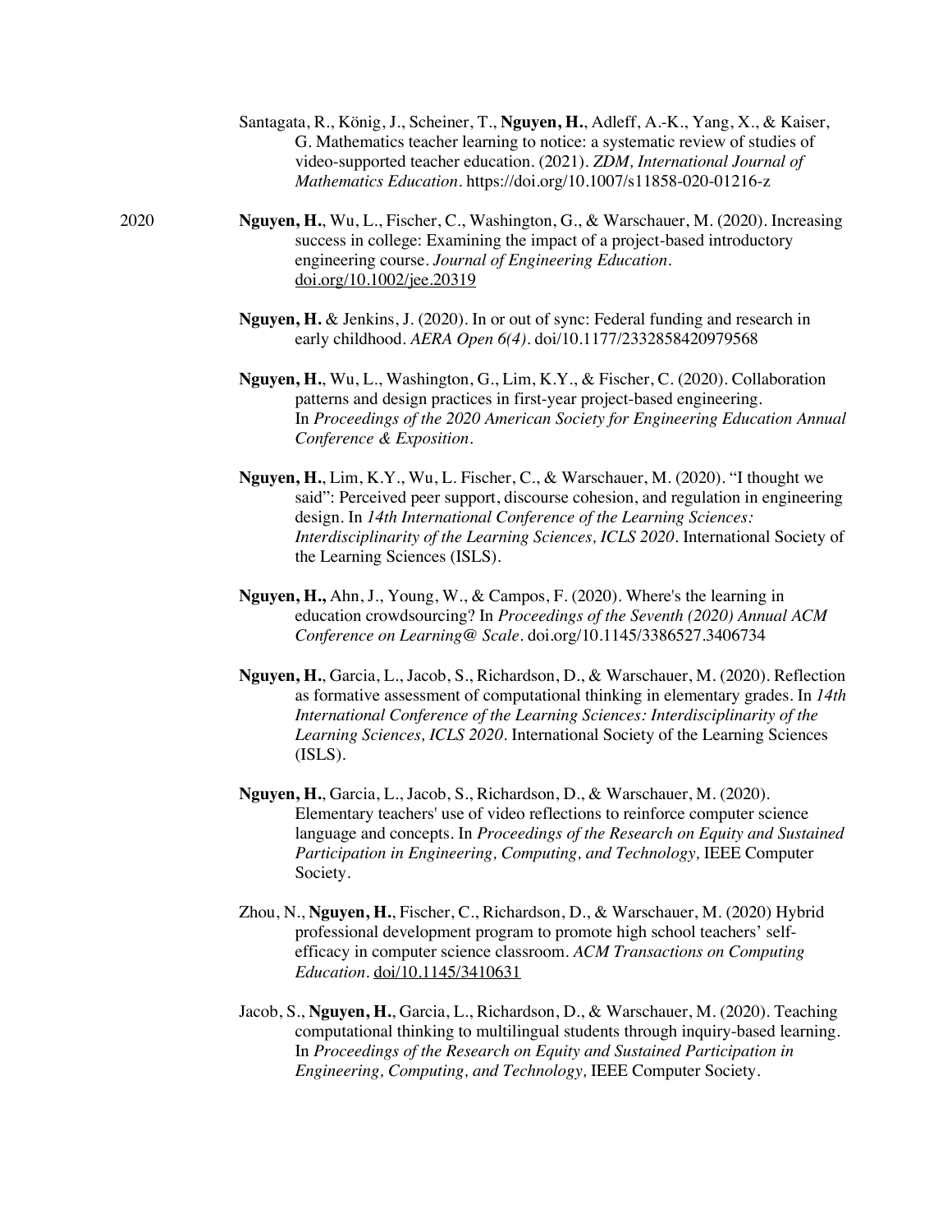Santagata, R., König, J., Scheiner, T., **Nguyen, H.**, Adleff, A.-K., Yang, X., & Kaiser, G. Mathematics teacher learning to notice: a systematic review of studies of video-supported teacher education. (2021). *ZDM, International Journal of Mathematics Education*. https://doi.org/10.1007/s11858-020-01216-z

2020

**Nguyen, H.**, Wu, L., Fischer, C., Washington, G., & Warschauer, M. (2020). Increasing success in college: Examining the impact of a project-based introductory engineering course. *Journal of Engineering Education*. doi.org/10.1002/jee.20319

**Nguyen, H.** & Jenkins, J. (2020). In or out of sync: Federal funding and research in early childhood. *AERA Open 6(4)*. doi/10.1177/2332858420979568

**Nguyen, H.**, Wu, L., Washington, G., Lim, K.Y., & Fischer, C. (2020). Collaboration patterns and design practices in first-year project-based engineering. In *Proceedings of the 2020 American Society for Engineering Education Annual Conference & Exposition*.

**Nguyen, H.**, Lim, K.Y., Wu, L. Fischer, C., & Warschauer, M. (2020). "I thought we said": Perceived peer support, discourse cohesion, and regulation in engineering design. In *14th International Conference of the Learning Sciences: Interdisciplinarity of the Learning Sciences, ICLS 2020*. International Society of the Learning Sciences (ISLS).

**Nguyen, H.,** Ahn, J., Young, W., & Campos, F. (2020). Where's the learning in education crowdsourcing? In *Proceedings of the Seventh (2020) Annual ACM Conference on Learning@ Scale*. doi.org/10.1145/3386527.3406734

**Nguyen, H.**, Garcia, L., Jacob, S., Richardson, D., & Warschauer, M. (2020). Reflection as formative assessment of computational thinking in elementary grades. In *14th International Conference of the Learning Sciences: Interdisciplinarity of the Learning Sciences, ICLS 2020*. International Society of the Learning Sciences (ISLS).

**Nguyen, H.**, Garcia, L., Jacob, S., Richardson, D., & Warschauer, M. (2020). Elementary teachers' use of video reflections to reinforce computer science language and concepts. In *Proceedings of the Research on Equity and Sustained Participation in Engineering, Computing, and Technology,* IEEE Computer Society.

Zhou, N., **Nguyen, H.**, Fischer, C., Richardson, D., & Warschauer, M. (2020) Hybrid professional development program to promote high school teachers' self-efficacy in computer science classroom. *ACM Transactions on Computing Education*. doi/10.1145/3410631

Jacob, S., **Nguyen, H.**, Garcia, L., Richardson, D., & Warschauer, M. (2020). Teaching computational thinking to multilingual students through inquiry-based learning. In *Proceedings of the Research on Equity and Sustained Participation in Engineering, Computing, and Technology,* IEEE Computer Society.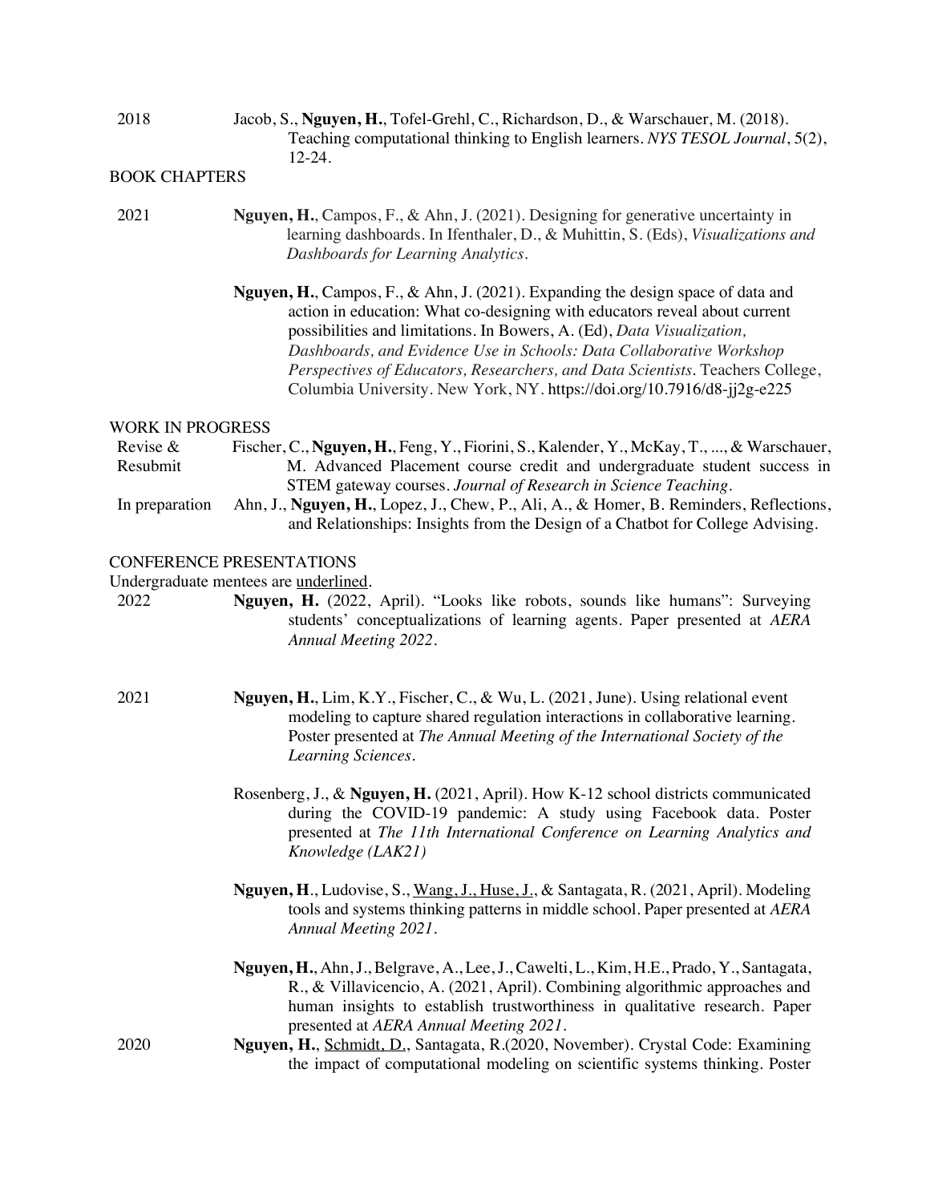2018 Jacob, S., **Nguyen, H.**, Tofel-Grehl, C., Richardson, D., & Warschauer, M. (2018). Teaching computational thinking to English learners. *NYS TESOL Journal*, 5(2), 12-24.

## BOOK CHAPTERS

2021 **Nguyen, H.**, Campos, F., & Ahn, J. (2021). Designing for generative uncertainty in learning dashboards. In Ifenthaler, D., & Muhittin, S. (Eds), *Visualizations and Dashboards for Learning Analytics*.

**Nguyen, H.**, Campos, F., & Ahn, J. (2021). Expanding the design space of data and action in education: What co-designing with educators reveal about current possibilities and limitations. In Bowers, A. (Ed), *Data Visualization, Dashboards, and Evidence Use in Schools: Data Collaborative Workshop Perspectives of Educators, Researchers, and Data Scientists*. Teachers College, Columbia University. New York, NY. https://doi.org/10.7916/d8-jj2g-e225

## WORK IN PROGRESS

Revise & Resubmit Fischer, C., **Nguyen, H.**, Feng, Y., Fiorini, S., Kalender, Y., McKay, T., ..., & Warschauer, M. Advanced Placement course credit and undergraduate student success in STEM gateway courses. *Journal of Research in Science Teaching*.

In preparation Ahn, J., **Nguyen, H.**, Lopez, J., Chew, P., Ali, A., & Homer, B. Reminders, Reflections, and Relationships: Insights from the Design of a Chatbot for College Advising.

## CONFERENCE PRESENTATIONS

Undergraduate mentees are <u>underlined</u>.

2022 **Nguyen, H.** (2022, April). "Looks like robots, sounds like humans": Surveying students' conceptualizations of learning agents. Paper presented at *AERA Annual Meeting 2022*.

2021 **Nguyen, H.**, Lim, K.Y., Fischer, C., & Wu, L. (2021, June). Using relational event modeling to capture shared regulation interactions in collaborative learning. Poster presented at *The Annual Meeting of the International Society of the Learning Sciences*.

Rosenberg, J., & **Nguyen, H.** (2021, April). How K-12 school districts communicated during the COVID-19 pandemic: A study using Facebook data. Poster presented at *The 11th International Conference on Learning Analytics and Knowledge (LAK21)*

**Nguyen, H**., Ludovise, S., <u>Wang, J., Huse, J.</u>, & Santagata, R. (2021, April). Modeling tools and systems thinking patterns in middle school. Paper presented at *AERA Annual Meeting 2021*.

**Nguyen, H.**, Ahn, J., Belgrave, A., Lee, J., Cawelti, L., Kim, H.E., Prado, Y., Santagata, R., & Villavicencio, A. (2021, April). Combining algorithmic approaches and human insights to establish trustworthiness in qualitative research. Paper presented at *AERA Annual Meeting 2021*.

2020 **Nguyen, H.**, <u>Schmidt, D.</u>, Santagata, R.(2020, November). Crystal Code: Examining the impact of computational modeling on scientific systems thinking. Poster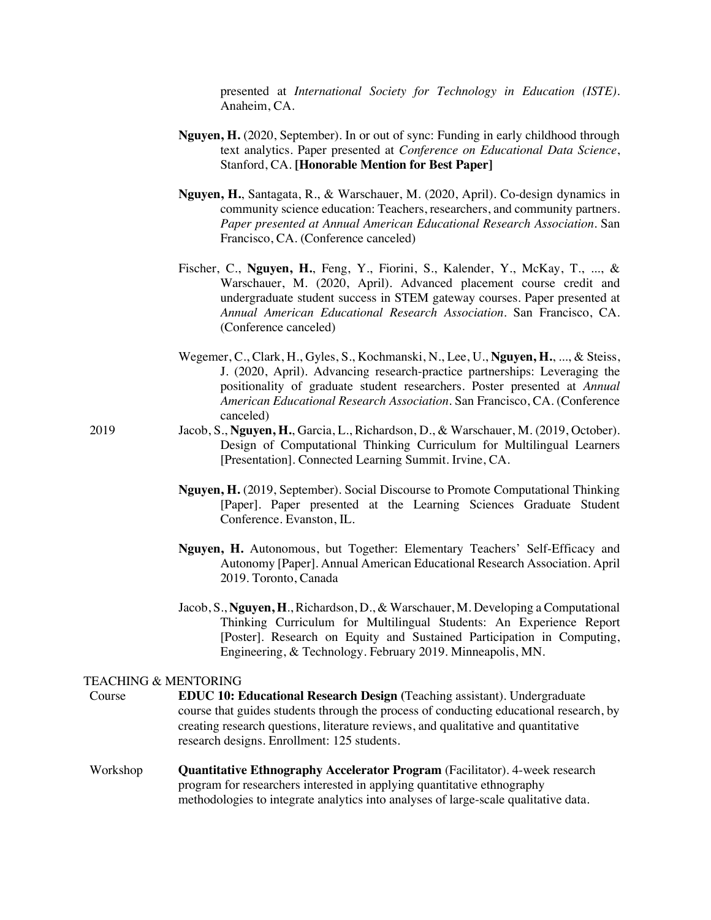presented at *International Society for Technology in Education (ISTE)*. Anaheim, CA.

**Nguyen, H.** (2020, September). In or out of sync: Funding in early childhood through text analytics. Paper presented at *Conference on Educational Data Science*, Stanford, CA. **[Honorable Mention for Best Paper]**

**Nguyen, H.**, Santagata, R., & Warschauer, M. (2020, April). Co-design dynamics in community science education: Teachers, researchers, and community partners. *Paper presented at Annual American Educational Research Association*. San Francisco, CA. (Conference canceled)

Fischer, C., **Nguyen, H.**, Feng, Y., Fiorini, S., Kalender, Y., McKay, T., ..., & Warschauer, M. (2020, April). Advanced placement course credit and undergraduate student success in STEM gateway courses. Paper presented at *Annual American Educational Research Association*. San Francisco, CA. (Conference canceled)

Wegemer, C., Clark, H., Gyles, S., Kochmanski, N., Lee, U., **Nguyen, H.**, ..., & Steiss, J. (2020, April). Advancing research-practice partnerships: Leveraging the positionality of graduate student researchers. Poster presented at *Annual American Educational Research Association*. San Francisco, CA. (Conference canceled)

2019

Jacob, S., **Nguyen, H.**, Garcia, L., Richardson, D., & Warschauer, M. (2019, October). Design of Computational Thinking Curriculum for Multilingual Learners [Presentation]. Connected Learning Summit. Irvine, CA.

**Nguyen, H.** (2019, September). Social Discourse to Promote Computational Thinking [Paper]. Paper presented at the Learning Sciences Graduate Student Conference. Evanston, IL.

**Nguyen, H.** Autonomous, but Together: Elementary Teachers' Self-Efficacy and Autonomy [Paper]. Annual American Educational Research Association. April 2019. Toronto, Canada

Jacob, S., **Nguyen, H**., Richardson, D., & Warschauer, M. Developing a Computational Thinking Curriculum for Multilingual Students: An Experience Report [Poster]. Research on Equity and Sustained Participation in Computing, Engineering, & Technology. February 2019. Minneapolis, MN.

## TEACHING & MENTORING

Course

**EDUC 10: Educational Research Design** (Teaching assistant). Undergraduate course that guides students through the process of conducting educational research, by creating research questions, literature reviews, and qualitative and quantitative research designs. Enrollment: 125 students.

Workshop

**Quantitative Ethnography Accelerator Program** (Facilitator). 4-week research program for researchers interested in applying quantitative ethnography methodologies to integrate analytics into analyses of large-scale qualitative data.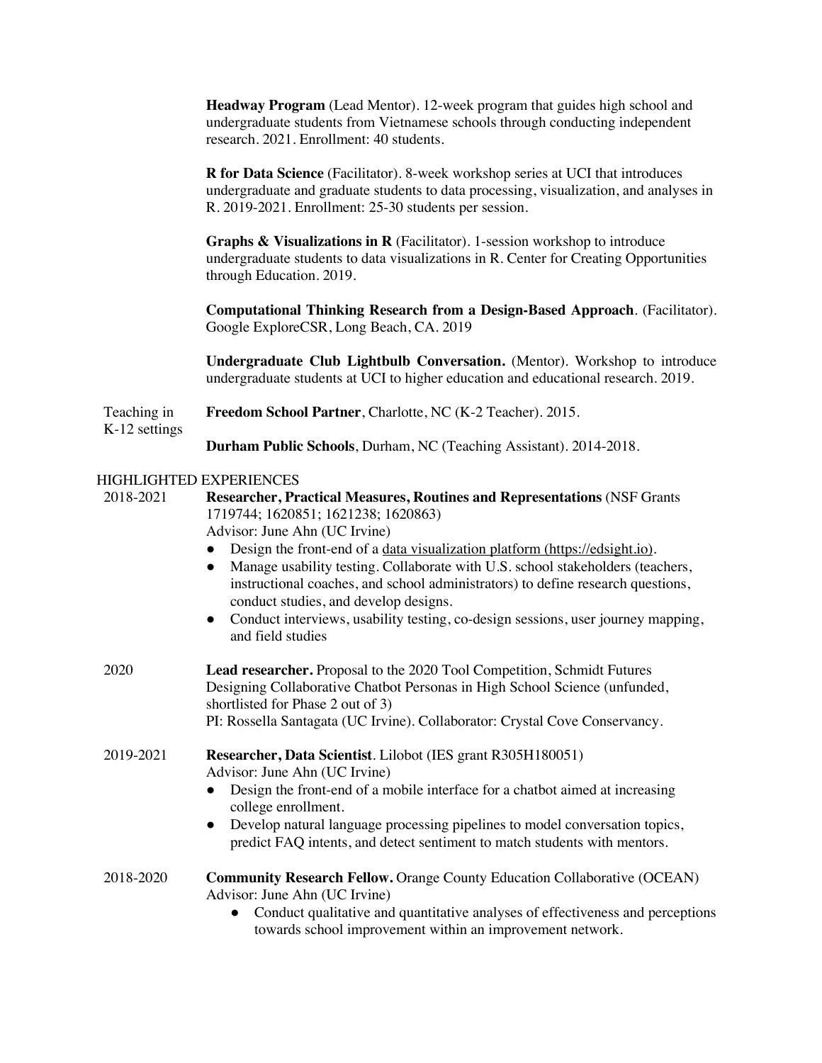**Headway Program** (Lead Mentor). 12-week program that guides high school and undergraduate students from Vietnamese schools through conducting independent research. 2021. Enrollment: 40 students.

**R for Data Science** (Facilitator). 8-week workshop series at UCI that introduces undergraduate and graduate students to data processing, visualization, and analyses in R. 2019-2021. Enrollment: 25-30 students per session.

**Graphs & Visualizations in R** (Facilitator). 1-session workshop to introduce undergraduate students to data visualizations in R. Center for Creating Opportunities through Education. 2019.

**Computational Thinking Research from a Design-Based Approach**. (Facilitator). Google ExploreCSR, Long Beach, CA. 2019

**Undergraduate Club Lightbulb Conversation.** (Mentor). Workshop to introduce undergraduate students at UCI to higher education and educational research. 2019.

Teaching in K-12 settings

**Freedom School Partner**, Charlotte, NC (K-2 Teacher). 2015.

**Durham Public Schools**, Durham, NC (Teaching Assistant). 2014-2018.

## HIGHLIGHTED EXPERIENCES

2018-2021 **Researcher, Practical Measures, Routines and Representations** (NSF Grants 1719744; 1620851; 1621238; 1620863)
Advisor: June Ahn (UC Irvine)

- Design the front-end of a data visualization platform (https://edsight.io).
- Manage usability testing. Collaborate with U.S. school stakeholders (teachers, instructional coaches, and school administrators) to define research questions, conduct studies, and develop designs.
- Conduct interviews, usability testing, co-design sessions, user journey mapping, and field studies

2020 **Lead researcher.** Proposal to the 2020 Tool Competition, Schmidt Futures
Designing Collaborative Chatbot Personas in High School Science (unfunded, shortlisted for Phase 2 out of 3)
PI: Rossella Santagata (UC Irvine). Collaborator: Crystal Cove Conservancy.

2019-2021 **Researcher, Data Scientist**. Lilobot (IES grant R305H180051)
Advisor: June Ahn (UC Irvine)

- Design the front-end of a mobile interface for a chatbot aimed at increasing college enrollment.
- Develop natural language processing pipelines to model conversation topics, predict FAQ intents, and detect sentiment to match students with mentors.

2018-2020 **Community Research Fellow.** Orange County Education Collaborative (OCEAN)
Advisor: June Ahn (UC Irvine)

- Conduct qualitative and quantitative analyses of effectiveness and perceptions towards school improvement within an improvement network.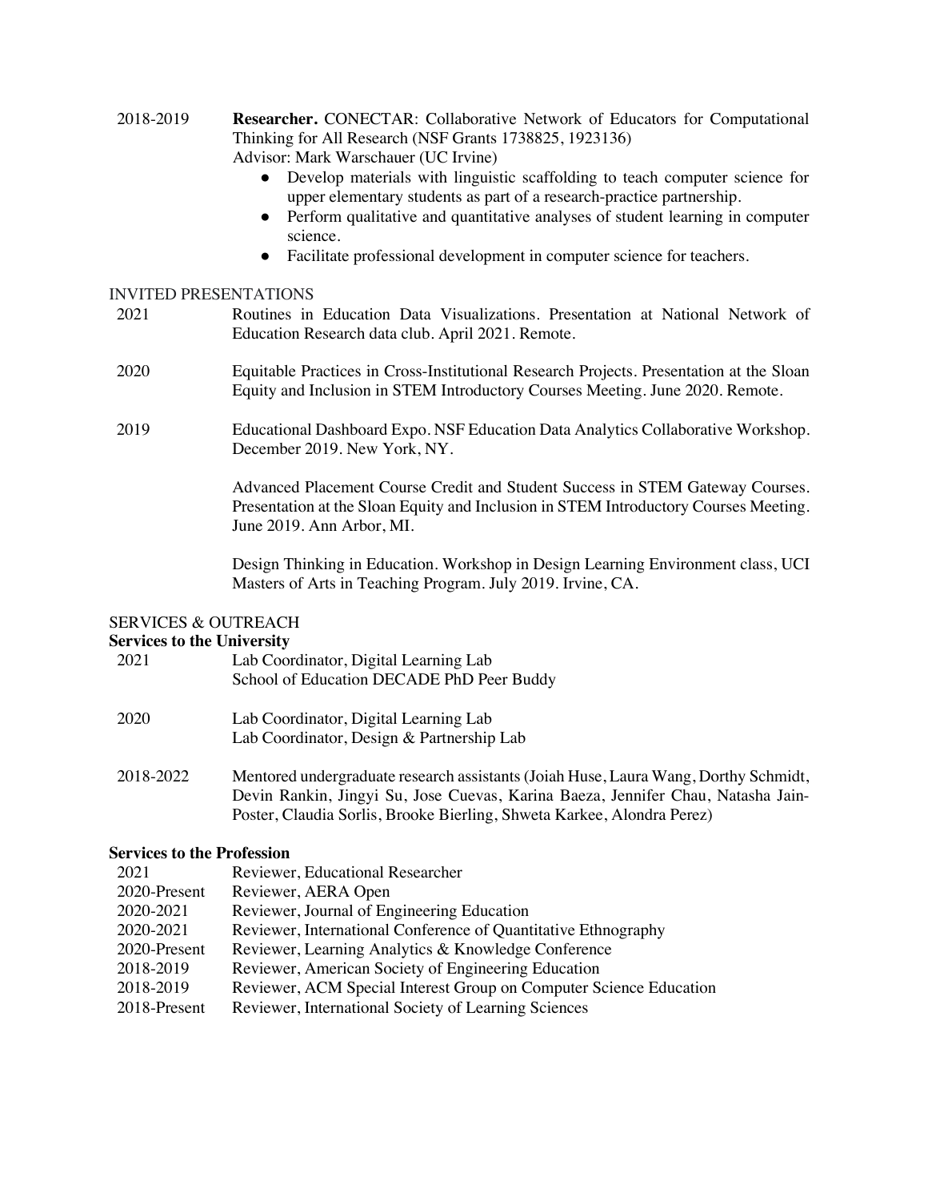2018-2019 **Researcher.** CONECTAR: Collaborative Network of Educators for Computational Thinking for All Research (NSF Grants 1738825, 1923136)
Advisor: Mark Warschauer (UC Irvine)

- Develop materials with linguistic scaffolding to teach computer science for upper elementary students as part of a research-practice partnership.
- Perform qualitative and quantitative analyses of student learning in computer science.
- Facilitate professional development in computer science for teachers.

## INVITED PRESENTATIONS

2021 Routines in Education Data Visualizations. Presentation at National Network of Education Research data club. April 2021. Remote.

2020 Equitable Practices in Cross-Institutional Research Projects. Presentation at the Sloan Equity and Inclusion in STEM Introductory Courses Meeting. June 2020. Remote.

2019 Educational Dashboard Expo. NSF Education Data Analytics Collaborative Workshop. December 2019. New York, NY.

Advanced Placement Course Credit and Student Success in STEM Gateway Courses. Presentation at the Sloan Equity and Inclusion in STEM Introductory Courses Meeting. June 2019. Ann Arbor, MI.

Design Thinking in Education. Workshop in Design Learning Environment class, UCI Masters of Arts in Teaching Program. July 2019. Irvine, CA.

## SERVICES & OUTREACH

**Services to the University**

2021 Lab Coordinator, Digital Learning Lab
School of Education DECADE PhD Peer Buddy

2020 Lab Coordinator, Digital Learning Lab
Lab Coordinator, Design & Partnership Lab

2018-2022 Mentored undergraduate research assistants (Joiah Huse, Laura Wang, Dorthy Schmidt, Devin Rankin, Jingyi Su, Jose Cuevas, Karina Baeza, Jennifer Chau, Natasha Jain-Poster, Claudia Sorlis, Brooke Bierling, Shweta Karkee, Alondra Perez)

**Services to the Profession**

2021 Reviewer, Educational Researcher
2020-Present Reviewer, AERA Open
2020-2021 Reviewer, Journal of Engineering Education
2020-2021 Reviewer, International Conference of Quantitative Ethnography
2020-Present Reviewer, Learning Analytics & Knowledge Conference
2018-2019 Reviewer, American Society of Engineering Education
2018-2019 Reviewer, ACM Special Interest Group on Computer Science Education
2018-Present Reviewer, International Society of Learning Sciences